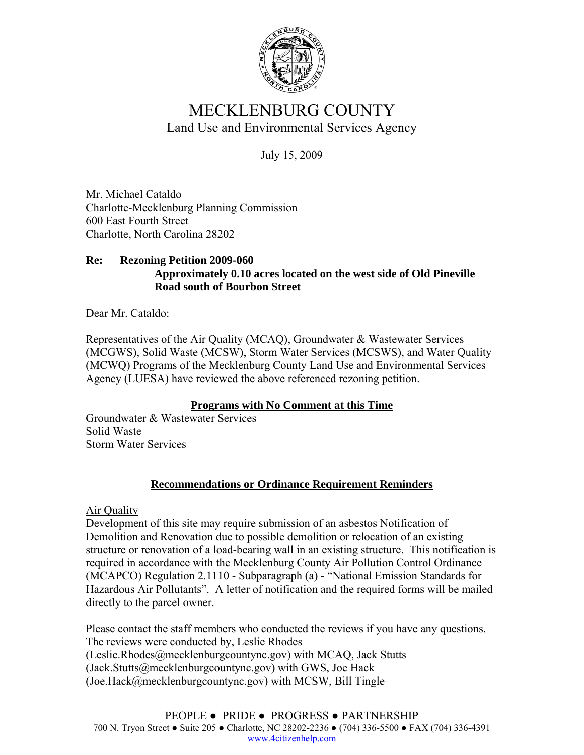# MECKLENBURG COUNTY

Land Use and Environmental Services Agency

July 15, 2009

Mr. Michael Cataldo
Charlotte-Mecklenburg Planning Commission
600 East Fourth Street
Charlotte, North Carolina 28202

**Re: Rezoning Petition 2009-060**
**Approximately 0.10 acres located on the west side of Old Pineville Road south of Bourbon Street**

Dear Mr. Cataldo:

Representatives of the Air Quality (MCAQ), Groundwater & Wastewater Services (MCGWS), Solid Waste (MCSW), Storm Water Services (MCSWS), and Water Quality (MCWQ) Programs of the Mecklenburg County Land Use and Environmental Services Agency (LUESA) have reviewed the above referenced rezoning petition.

## Programs with No Comment at this Time

Groundwater & Wastewater Services
Solid Waste
Storm Water Services

## Recommendations or Ordinance Requirement Reminders

Air Quality

Development of this site may require submission of an asbestos Notification of Demolition and Renovation due to possible demolition or relocation of an existing structure or renovation of a load-bearing wall in an existing structure. This notification is required in accordance with the Mecklenburg County Air Pollution Control Ordinance (MCAPCO) Regulation 2.1110 - Subparagraph (a) - "National Emission Standards for Hazardous Air Pollutants". A letter of notification and the required forms will be mailed directly to the parcel owner.

Please contact the staff members who conducted the reviews if you have any questions. The reviews were conducted by, Leslie Rhodes (Leslie.Rhodes@mecklenburgcountync.gov) with MCAQ, Jack Stutts (Jack.Stutts@mecklenburgcountync.gov) with GWS, Joe Hack (Joe.Hack@mecklenburgcountync.gov) with MCSW, Bill Tingle

PEOPLE ● PRIDE ● PROGRESS ● PARTNERSHIP
700 N. Tryon Street ● Suite 205 ● Charlotte, NC 28202-2236 ● (704) 336-5500 ● FAX (704) 336-4391
www.4citizenhelp.com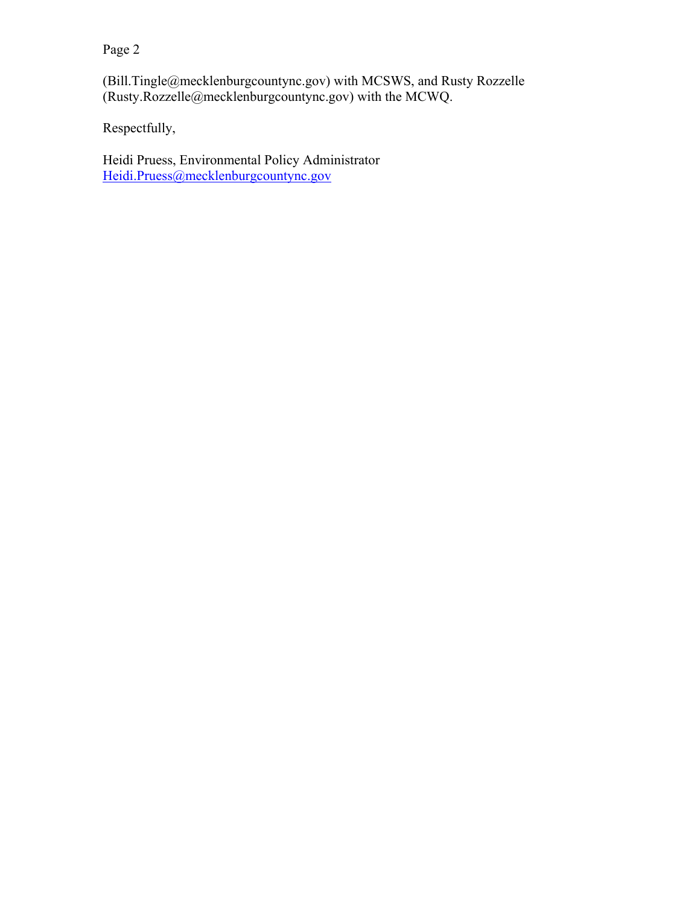(Bill.Tingle@mecklenburgcountync.gov) with MCSWS, and Rusty Rozzelle (Rusty.Rozzelle@mecklenburgcountync.gov) with the MCWQ.

Respectfully,

Heidi Pruess, Environmental Policy Administrator
Heidi.Pruess@mecklenburgcountync.gov